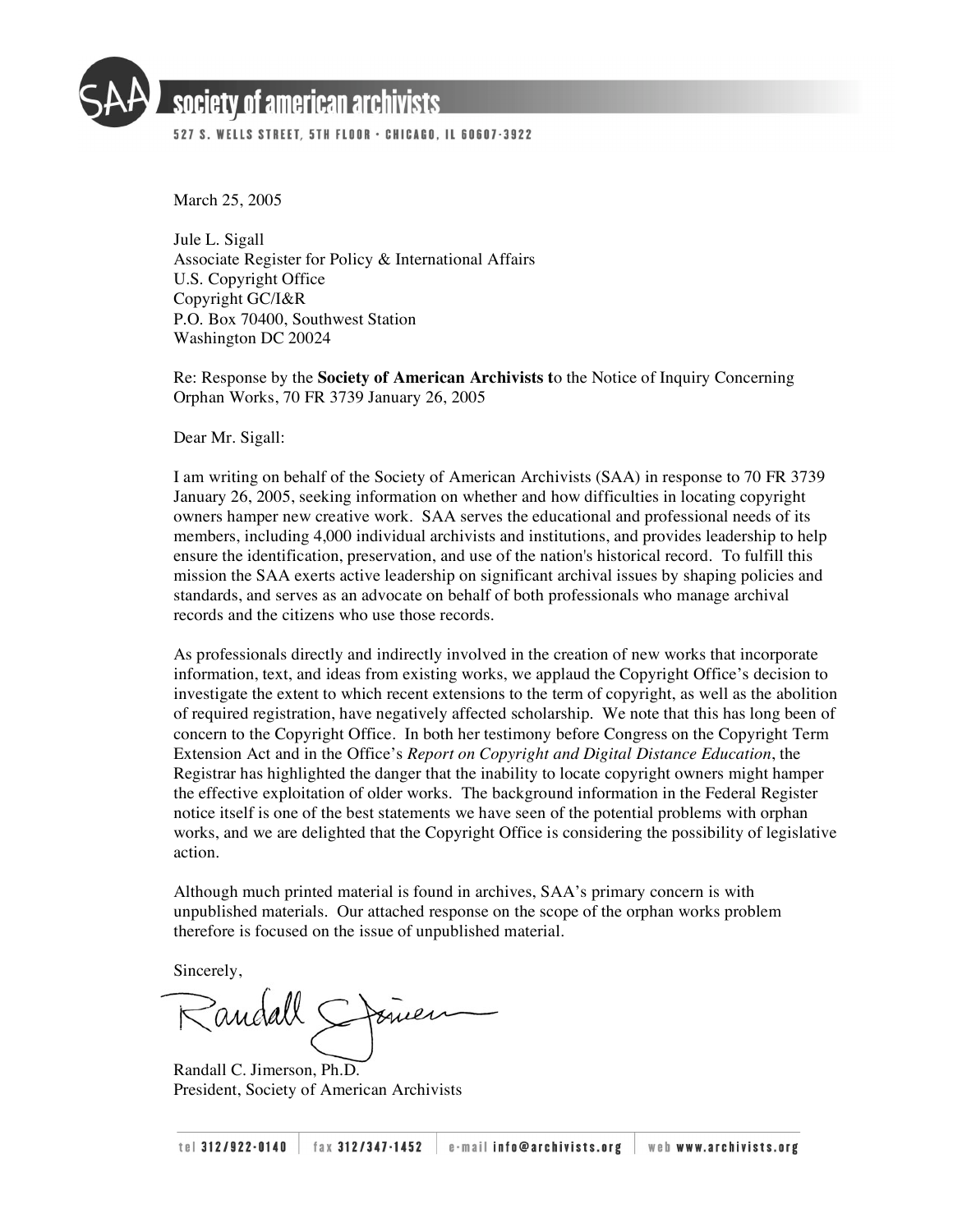**society of american archivists**

527 S. WELLS STREET, 5TH FLOOR · CHICAGO, IL 60607-3922

March 25, 2005

Jule L. Sigall
Associate Register for Policy & International Affairs
U.S. Copyright Office
Copyright GC/I&R
P.O. Box 70400, Southwest Station
Washington DC 20024

Re: Response by the **Society of American Archivists t**o the Notice of Inquiry Concerning Orphan Works, 70 FR 3739 January 26, 2005

Dear Mr. Sigall:

I am writing on behalf of the Society of American Archivists (SAA) in response to 70 FR 3739 January 26, 2005, seeking information on whether and how difficulties in locating copyright owners hamper new creative work. SAA serves the educational and professional needs of its members, including 4,000 individual archivists and institutions, and provides leadership to help ensure the identification, preservation, and use of the nation's historical record. To fulfill this mission the SAA exerts active leadership on significant archival issues by shaping policies and standards, and serves as an advocate on behalf of both professionals who manage archival records and the citizens who use those records.

As professionals directly and indirectly involved in the creation of new works that incorporate information, text, and ideas from existing works, we applaud the Copyright Office's decision to investigate the extent to which recent extensions to the term of copyright, as well as the abolition of required registration, have negatively affected scholarship. We note that this has long been of concern to the Copyright Office. In both her testimony before Congress on the Copyright Term Extension Act and in the Office's *Report on Copyright and Digital Distance Education*, the Registrar has highlighted the danger that the inability to locate copyright owners might hamper the effective exploitation of older works. The background information in the Federal Register notice itself is one of the best statements we have seen of the potential problems with orphan works, and we are delighted that the Copyright Office is considering the possibility of legislative action.

Although much printed material is found in archives, SAA's primary concern is with unpublished materials. Our attached response on the scope of the orphan works problem therefore is focused on the issue of unpublished material.

Sincerely,

Randall C. Jimerson, Ph.D.
President, Society of American Archivists

tel 312/922-0140 | fax 312/347-1452 | e-mail info@archivists.org | web www.archivists.org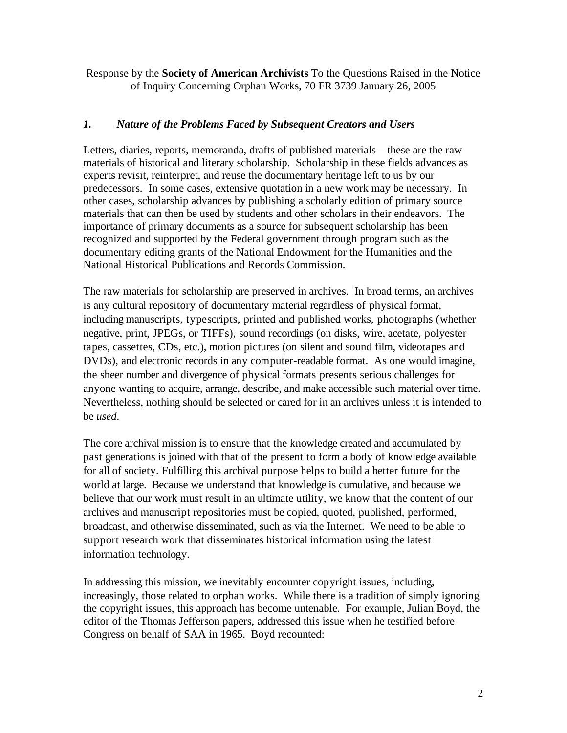Response by the **Society of American Archivists** To the Questions Raised in the Notice of Inquiry Concerning Orphan Works, 70 FR 3739 January 26, 2005

## *1. Nature of the Problems Faced by Subsequent Creators and Users*

Letters, diaries, reports, memoranda, drafts of published materials – these are the raw materials of historical and literary scholarship. Scholarship in these fields advances as experts revisit, reinterpret, and reuse the documentary heritage left to us by our predecessors. In some cases, extensive quotation in a new work may be necessary. In other cases, scholarship advances by publishing a scholarly edition of primary source materials that can then be used by students and other scholars in their endeavors. The importance of primary documents as a source for subsequent scholarship has been recognized and supported by the Federal government through program such as the documentary editing grants of the National Endowment for the Humanities and the National Historical Publications and Records Commission.

The raw materials for scholarship are preserved in archives. In broad terms, an archives is any cultural repository of documentary material regardless of physical format, including manuscripts, typescripts, printed and published works, photographs (whether negative, print, JPEGs, or TIFFs), sound recordings (on disks, wire, acetate, polyester tapes, cassettes, CDs, etc.), motion pictures (on silent and sound film, videotapes and DVDs), and electronic records in any computer-readable format. As one would imagine, the sheer number and divergence of physical formats presents serious challenges for anyone wanting to acquire, arrange, describe, and make accessible such material over time. Nevertheless, nothing should be selected or cared for in an archives unless it is intended to be *used*.

The core archival mission is to ensure that the knowledge created and accumulated by past generations is joined with that of the present to form a body of knowledge available for all of society. Fulfilling this archival purpose helps to build a better future for the world at large. Because we understand that knowledge is cumulative, and because we believe that our work must result in an ultimate utility, we know that the content of our archives and manuscript repositories must be copied, quoted, published, performed, broadcast, and otherwise disseminated, such as via the Internet. We need to be able to support research work that disseminates historical information using the latest information technology.

In addressing this mission, we inevitably encounter copyright issues, including, increasingly, those related to orphan works. While there is a tradition of simply ignoring the copyright issues, this approach has become untenable. For example, Julian Boyd, the editor of the Thomas Jefferson papers, addressed this issue when he testified before Congress on behalf of SAA in 1965. Boyd recounted: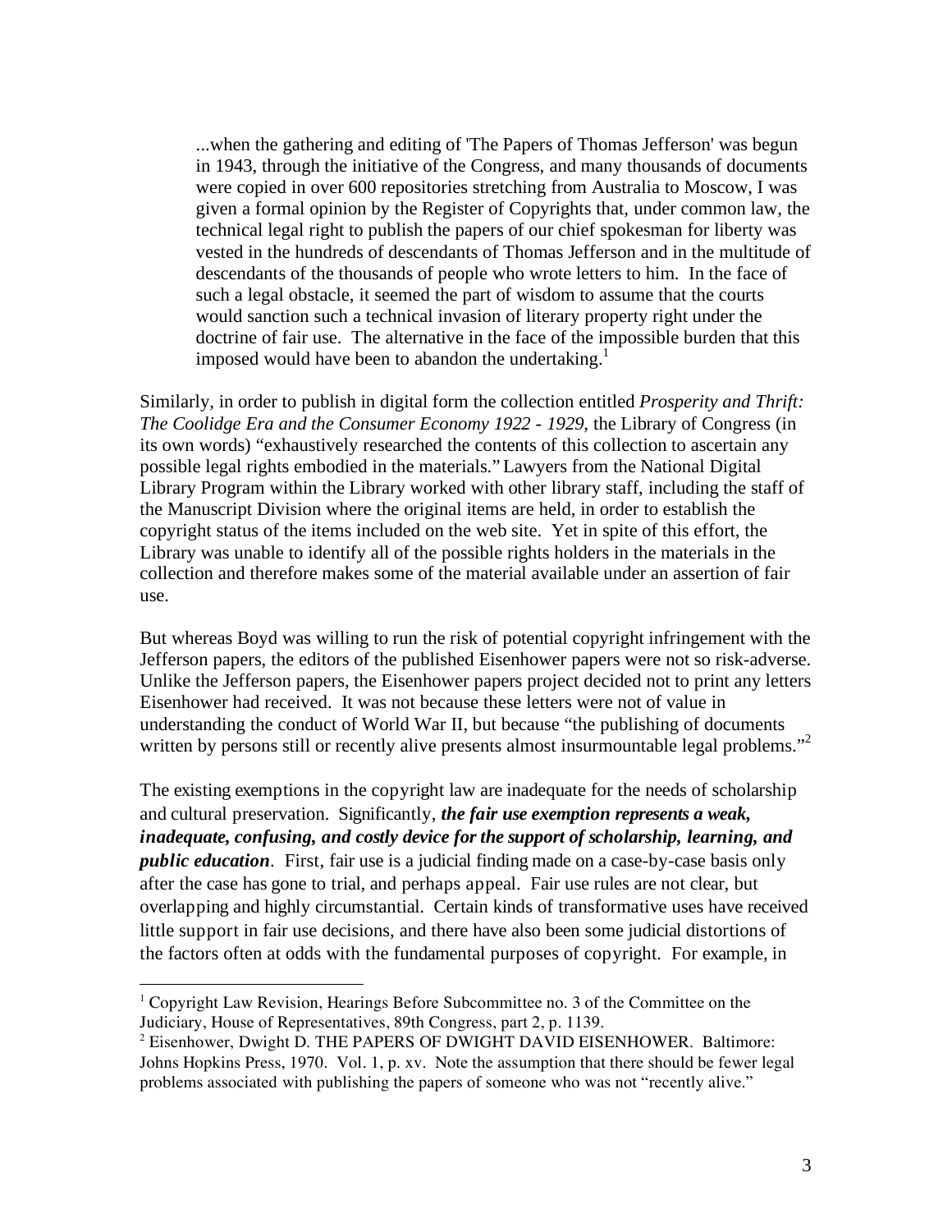> ...when the gathering and editing of 'The Papers of Thomas Jefferson' was begun in 1943, through the initiative of the Congress, and many thousands of documents were copied in over 600 repositories stretching from Australia to Moscow, I was given a formal opinion by the Register of Copyrights that, under common law, the technical legal right to publish the papers of our chief spokesman for liberty was vested in the hundreds of descendants of Thomas Jefferson and in the multitude of descendants of the thousands of people who wrote letters to him. In the face of such a legal obstacle, it seemed the part of wisdom to assume that the courts would sanction such a technical invasion of literary property right under the doctrine of fair use. The alternative in the face of the impossible burden that this imposed would have been to abandon the undertaking.[1]

Similarly, in order to publish in digital form the collection entitled *Prosperity and Thrift: The Coolidge Era and the Consumer Economy 1922 - 1929*, the Library of Congress (in its own words) "exhaustively researched the contents of this collection to ascertain any possible legal rights embodied in the materials." Lawyers from the National Digital Library Program within the Library worked with other library staff, including the staff of the Manuscript Division where the original items are held, in order to establish the copyright status of the items included on the web site. Yet in spite of this effort, the Library was unable to identify all of the possible rights holders in the materials in the collection and therefore makes some of the material available under an assertion of fair use.

But whereas Boyd was willing to run the risk of potential copyright infringement with the Jefferson papers, the editors of the published Eisenhower papers were not so risk-adverse. Unlike the Jefferson papers, the Eisenhower papers project decided not to print any letters Eisenhower had received. It was not because these letters were not of value in understanding the conduct of World War II, but because "the publishing of documents written by persons still or recently alive presents almost insurmountable legal problems."[2]

The existing exemptions in the copyright law are inadequate for the needs of scholarship and cultural preservation. Significantly, ***the fair use exemption represents a weak, inadequate, confusing, and costly device for the support of scholarship, learning, and public education***. First, fair use is a judicial finding made on a case-by-case basis only after the case has gone to trial, and perhaps appeal. Fair use rules are not clear, but overlapping and highly circumstantial. Certain kinds of transformative uses have received little support in fair use decisions, and there have also been some judicial distortions of the factors often at odds with the fundamental purposes of copyright. For example, in

---

[1] Copyright Law Revision, Hearings Before Subcommittee no. 3 of the Committee on the Judiciary, House of Representatives, 89th Congress, part 2, p. 1139.

[2] Eisenhower, Dwight D. THE PAPERS OF DWIGHT DAVID EISENHOWER. Baltimore: Johns Hopkins Press, 1970. Vol. 1, p. xv. Note the assumption that there should be fewer legal problems associated with publishing the papers of someone who was not "recently alive."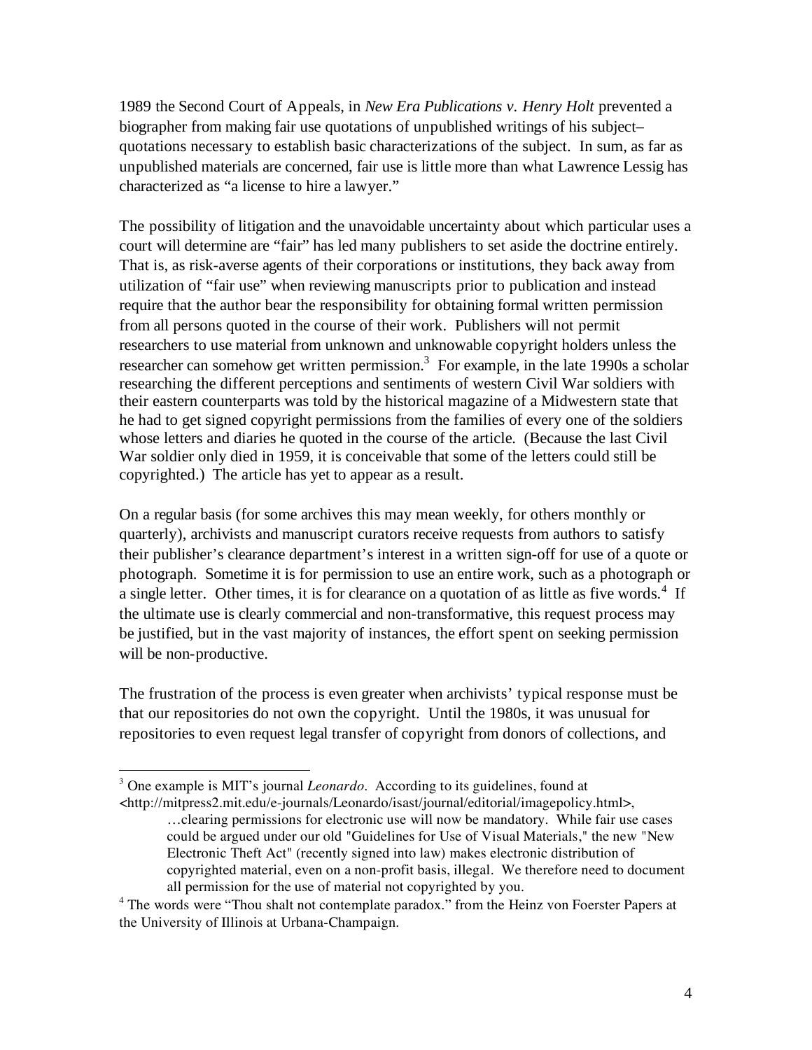1989 the Second Court of Appeals, in *New Era Publications v. Henry Holt* prevented a biographer from making fair use quotations of unpublished writings of his subject– quotations necessary to establish basic characterizations of the subject. In sum, as far as unpublished materials are concerned, fair use is little more than what Lawrence Lessig has characterized as "a license to hire a lawyer."

The possibility of litigation and the unavoidable uncertainty about which particular uses a court will determine are "fair" has led many publishers to set aside the doctrine entirely. That is, as risk-averse agents of their corporations or institutions, they back away from utilization of "fair use" when reviewing manuscripts prior to publication and instead require that the author bear the responsibility for obtaining formal written permission from all persons quoted in the course of their work. Publishers will not permit researchers to use material from unknown and unknowable copyright holders unless the researcher can somehow get written permission.[3] For example, in the late 1990s a scholar researching the different perceptions and sentiments of western Civil War soldiers with their eastern counterparts was told by the historical magazine of a Midwestern state that he had to get signed copyright permissions from the families of every one of the soldiers whose letters and diaries he quoted in the course of the article. (Because the last Civil War soldier only died in 1959, it is conceivable that some of the letters could still be copyrighted.) The article has yet to appear as a result.

On a regular basis (for some archives this may mean weekly, for others monthly or quarterly), archivists and manuscript curators receive requests from authors to satisfy their publisher's clearance department's interest in a written sign-off for use of a quote or photograph. Sometime it is for permission to use an entire work, such as a photograph or a single letter. Other times, it is for clearance on a quotation of as little as five words.[4] If the ultimate use is clearly commercial and non-transformative, this request process may be justified, but in the vast majority of instances, the effort spent on seeking permission will be non-productive.

The frustration of the process is even greater when archivists' typical response must be that our repositories do not own the copyright. Until the 1980s, it was unusual for repositories to even request legal transfer of copyright from donors of collections, and

---

[3] One example is MIT's journal *Leonardo*. According to its guidelines, found at <http://mitpress2.mit.edu/e-journals/Leonardo/isast/journal/editorial/imagepolicy.html>,

> …clearing permissions for electronic use will now be mandatory. While fair use cases could be argued under our old "Guidelines for Use of Visual Materials," the new "New Electronic Theft Act" (recently signed into law) makes electronic distribution of copyrighted material, even on a non-profit basis, illegal. We therefore need to document all permission for the use of material not copyrighted by you.

[4] The words were "Thou shalt not contemplate paradox." from the Heinz von Foerster Papers at the University of Illinois at Urbana-Champaign.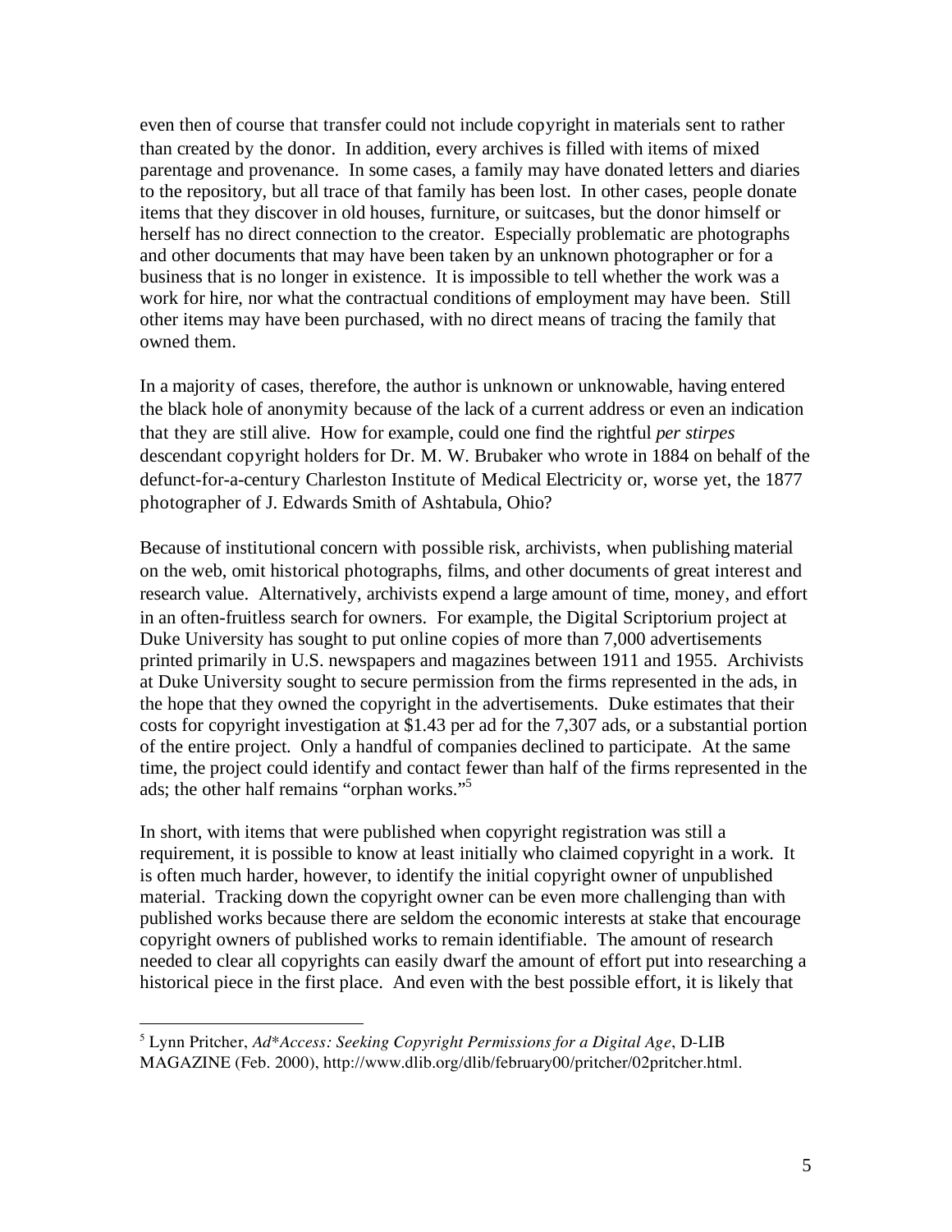even then of course that transfer could not include copyright in materials sent to rather than created by the donor. In addition, every archives is filled with items of mixed parentage and provenance. In some cases, a family may have donated letters and diaries to the repository, but all trace of that family has been lost. In other cases, people donate items that they discover in old houses, furniture, or suitcases, but the donor himself or herself has no direct connection to the creator. Especially problematic are photographs and other documents that may have been taken by an unknown photographer or for a business that is no longer in existence. It is impossible to tell whether the work was a work for hire, nor what the contractual conditions of employment may have been. Still other items may have been purchased, with no direct means of tracing the family that owned them.

In a majority of cases, therefore, the author is unknown or unknowable, having entered the black hole of anonymity because of the lack of a current address or even an indication that they are still alive. How for example, could one find the rightful *per stirpes* descendant copyright holders for Dr. M. W. Brubaker who wrote in 1884 on behalf of the defunct-for-a-century Charleston Institute of Medical Electricity or, worse yet, the 1877 photographer of J. Edwards Smith of Ashtabula, Ohio?

Because of institutional concern with possible risk, archivists, when publishing material on the web, omit historical photographs, films, and other documents of great interest and research value. Alternatively, archivists expend a large amount of time, money, and effort in an often-fruitless search for owners. For example, the Digital Scriptorium project at Duke University has sought to put online copies of more than 7,000 advertisements printed primarily in U.S. newspapers and magazines between 1911 and 1955. Archivists at Duke University sought to secure permission from the firms represented in the ads, in the hope that they owned the copyright in the advertisements. Duke estimates that their costs for copyright investigation at $1.43 per ad for the 7,307 ads, or a substantial portion of the entire project. Only a handful of companies declined to participate. At the same time, the project could identify and contact fewer than half of the firms represented in the ads; the other half remains "orphan works."[5]

In short, with items that were published when copyright registration was still a requirement, it is possible to know at least initially who claimed copyright in a work. It is often much harder, however, to identify the initial copyright owner of unpublished material. Tracking down the copyright owner can be even more challenging than with published works because there are seldom the economic interests at stake that encourage copyright owners of published works to remain identifiable. The amount of research needed to clear all copyrights can easily dwarf the amount of effort put into researching a historical piece in the first place. And even with the best possible effort, it is likely that

---

[5] Lynn Pritcher, *Ad*Access: Seeking Copyright Permissions for a Digital Age*, D-LIB MAGAZINE (Feb. 2000), http://www.dlib.org/dlib/february00/pritcher/02pritcher.html.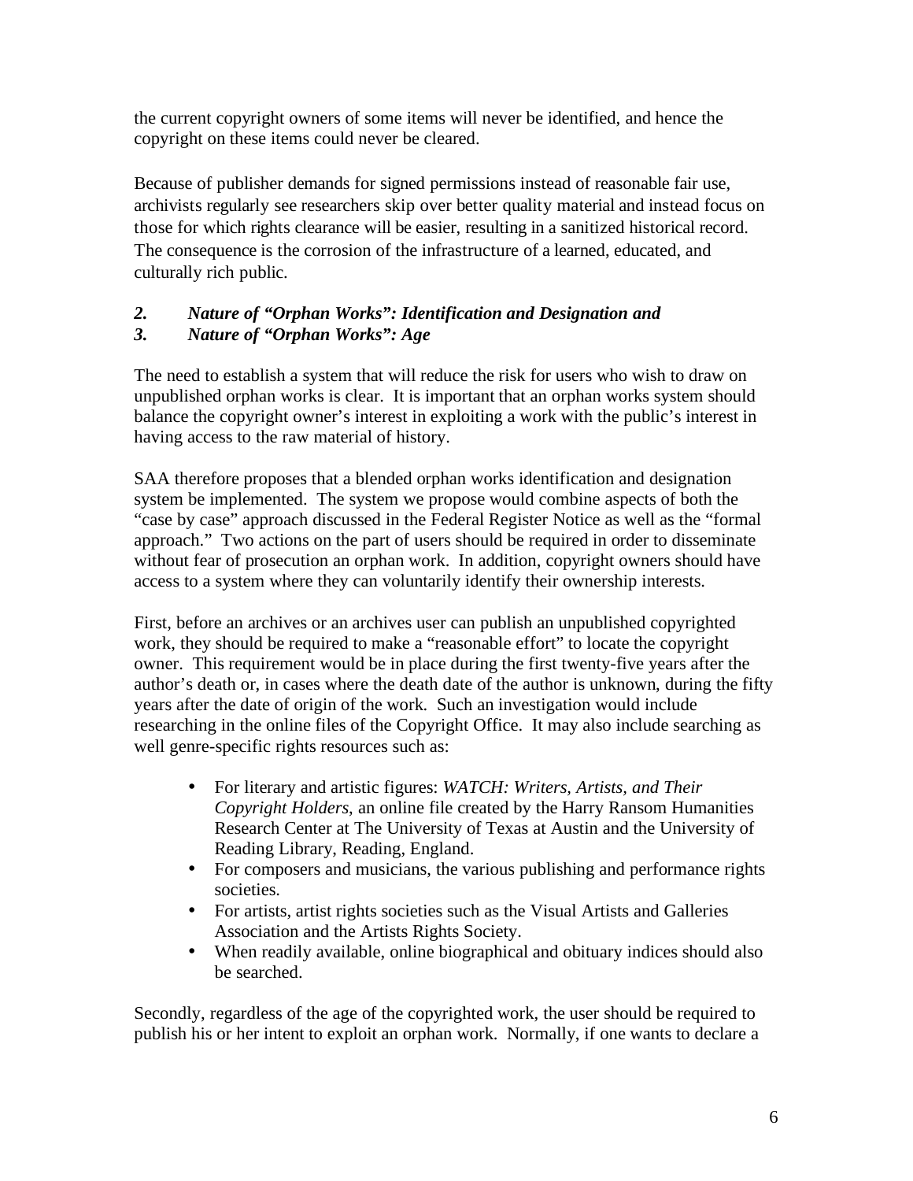the current copyright owners of some items will never be identified, and hence the copyright on these items could never be cleared.

Because of publisher demands for signed permissions instead of reasonable fair use, archivists regularly see researchers skip over better quality material and instead focus on those for which rights clearance will be easier, resulting in a sanitized historical record. The consequence is the corrosion of the infrastructure of a learned, educated, and culturally rich public.

### *2. Nature of "Orphan Works": Identification and Designation and*
### *3. Nature of "Orphan Works": Age*

The need to establish a system that will reduce the risk for users who wish to draw on unpublished orphan works is clear. It is important that an orphan works system should balance the copyright owner's interest in exploiting a work with the public's interest in having access to the raw material of history.

SAA therefore proposes that a blended orphan works identification and designation system be implemented. The system we propose would combine aspects of both the "case by case" approach discussed in the Federal Register Notice as well as the "formal approach." Two actions on the part of users should be required in order to disseminate without fear of prosecution an orphan work. In addition, copyright owners should have access to a system where they can voluntarily identify their ownership interests.

First, before an archives or an archives user can publish an unpublished copyrighted work, they should be required to make a "reasonable effort" to locate the copyright owner. This requirement would be in place during the first twenty-five years after the author's death or, in cases where the death date of the author is unknown, during the fifty years after the date of origin of the work. Such an investigation would include researching in the online files of the Copyright Office. It may also include searching as well genre-specific rights resources such as:

- For literary and artistic figures: *WATCH: Writers, Artists, and Their Copyright Holders*, an online file created by the Harry Ransom Humanities Research Center at The University of Texas at Austin and the University of Reading Library, Reading, England.
- For composers and musicians, the various publishing and performance rights societies.
- For artists, artist rights societies such as the Visual Artists and Galleries Association and the Artists Rights Society.
- When readily available, online biographical and obituary indices should also be searched.

Secondly, regardless of the age of the copyrighted work, the user should be required to publish his or her intent to exploit an orphan work. Normally, if one wants to declare a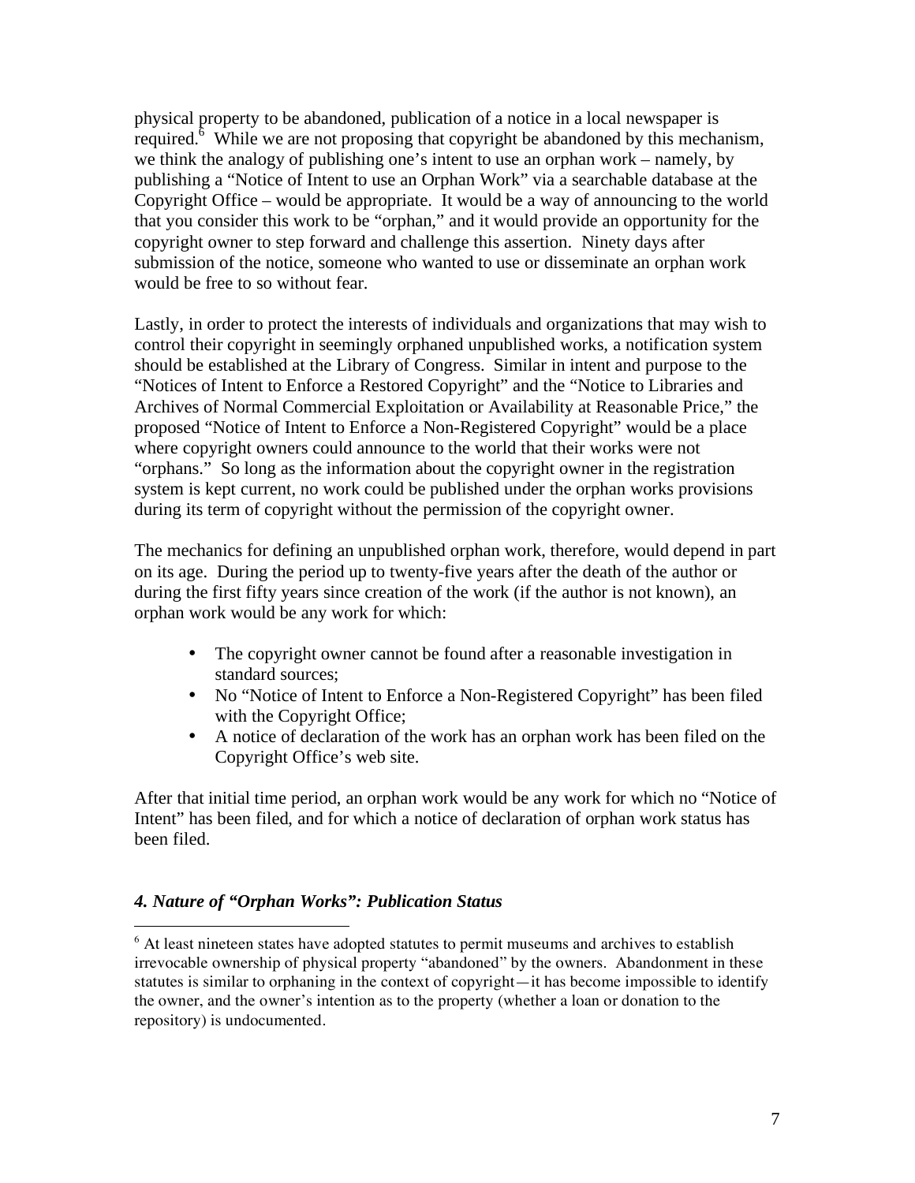physical property to be abandoned, publication of a notice in a local newspaper is required.[6] While we are not proposing that copyright be abandoned by this mechanism, we think the analogy of publishing one's intent to use an orphan work – namely, by publishing a "Notice of Intent to use an Orphan Work" via a searchable database at the Copyright Office – would be appropriate. It would be a way of announcing to the world that you consider this work to be "orphan," and it would provide an opportunity for the copyright owner to step forward and challenge this assertion. Ninety days after submission of the notice, someone who wanted to use or disseminate an orphan work would be free to so without fear.

Lastly, in order to protect the interests of individuals and organizations that may wish to control their copyright in seemingly orphaned unpublished works, a notification system should be established at the Library of Congress. Similar in intent and purpose to the "Notices of Intent to Enforce a Restored Copyright" and the "Notice to Libraries and Archives of Normal Commercial Exploitation or Availability at Reasonable Price," the proposed "Notice of Intent to Enforce a Non-Registered Copyright" would be a place where copyright owners could announce to the world that their works were not "orphans." So long as the information about the copyright owner in the registration system is kept current, no work could be published under the orphan works provisions during its term of copyright without the permission of the copyright owner.

The mechanics for defining an unpublished orphan work, therefore, would depend in part on its age. During the period up to twenty-five years after the death of the author or during the first fifty years since creation of the work (if the author is not known), an orphan work would be any work for which:

- The copyright owner cannot be found after a reasonable investigation in standard sources;
- No "Notice of Intent to Enforce a Non-Registered Copyright" has been filed with the Copyright Office;
- A notice of declaration of the work has an orphan work has been filed on the Copyright Office's web site.

After that initial time period, an orphan work would be any work for which no "Notice of Intent" has been filed, and for which a notice of declaration of orphan work status has been filed.

#### *4. Nature of "Orphan Works": Publication Status*

[6] At least nineteen states have adopted statutes to permit museums and archives to establish irrevocable ownership of physical property "abandoned" by the owners. Abandonment in these statutes is similar to orphaning in the context of copyright—it has become impossible to identify the owner, and the owner's intention as to the property (whether a loan or donation to the repository) is undocumented.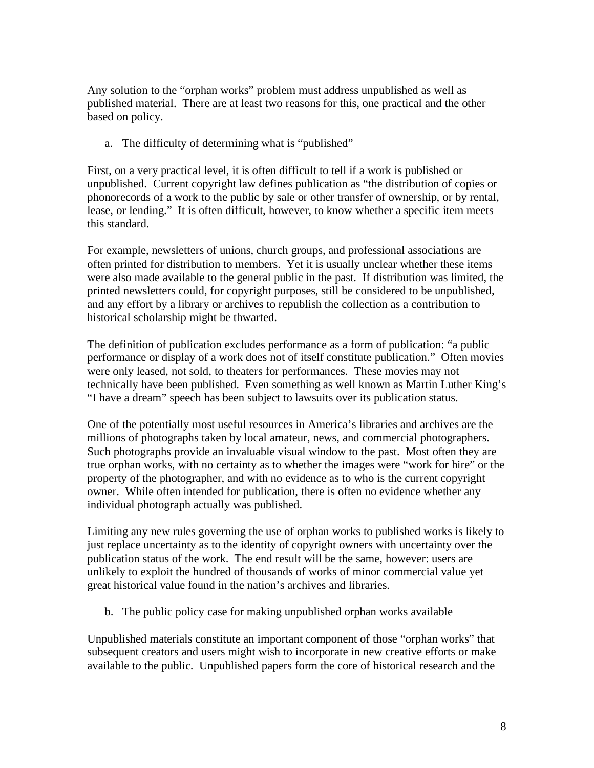Any solution to the "orphan works" problem must address unpublished as well as published material. There are at least two reasons for this, one practical and the other based on policy.

a. The difficulty of determining what is "published"

First, on a very practical level, it is often difficult to tell if a work is published or unpublished. Current copyright law defines publication as "the distribution of copies or phonorecords of a work to the public by sale or other transfer of ownership, or by rental, lease, or lending." It is often difficult, however, to know whether a specific item meets this standard.

For example, newsletters of unions, church groups, and professional associations are often printed for distribution to members. Yet it is usually unclear whether these items were also made available to the general public in the past. If distribution was limited, the printed newsletters could, for copyright purposes, still be considered to be unpublished, and any effort by a library or archives to republish the collection as a contribution to historical scholarship might be thwarted.

The definition of publication excludes performance as a form of publication: "a public performance or display of a work does not of itself constitute publication." Often movies were only leased, not sold, to theaters for performances. These movies may not technically have been published. Even something as well known as Martin Luther King's "I have a dream" speech has been subject to lawsuits over its publication status.

One of the potentially most useful resources in America's libraries and archives are the millions of photographs taken by local amateur, news, and commercial photographers. Such photographs provide an invaluable visual window to the past. Most often they are true orphan works, with no certainty as to whether the images were "work for hire" or the property of the photographer, and with no evidence as to who is the current copyright owner. While often intended for publication, there is often no evidence whether any individual photograph actually was published.

Limiting any new rules governing the use of orphan works to published works is likely to just replace uncertainty as to the identity of copyright owners with uncertainty over the publication status of the work. The end result will be the same, however: users are unlikely to exploit the hundred of thousands of works of minor commercial value yet great historical value found in the nation's archives and libraries.

b. The public policy case for making unpublished orphan works available

Unpublished materials constitute an important component of those "orphan works" that subsequent creators and users might wish to incorporate in new creative efforts or make available to the public. Unpublished papers form the core of historical research and the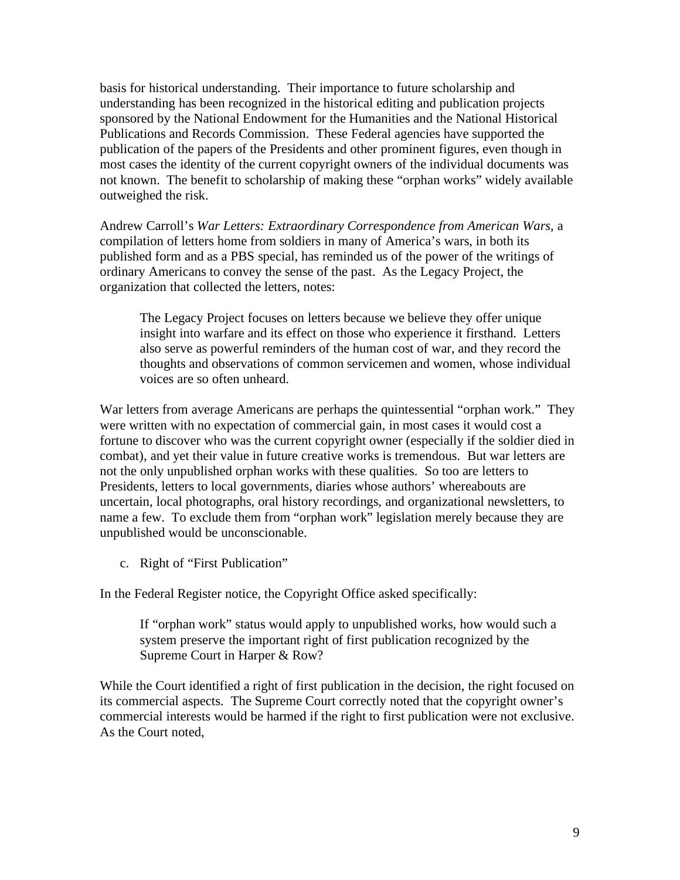basis for historical understanding. Their importance to future scholarship and understanding has been recognized in the historical editing and publication projects sponsored by the National Endowment for the Humanities and the National Historical Publications and Records Commission. These Federal agencies have supported the publication of the papers of the Presidents and other prominent figures, even though in most cases the identity of the current copyright owners of the individual documents was not known. The benefit to scholarship of making these "orphan works" widely available outweighed the risk.

Andrew Carroll's *War Letters: Extraordinary Correspondence from American Wars,* a compilation of letters home from soldiers in many of America's wars, in both its published form and as a PBS special, has reminded us of the power of the writings of ordinary Americans to convey the sense of the past. As the Legacy Project, the organization that collected the letters, notes:

> The Legacy Project focuses on letters because we believe they offer unique insight into warfare and its effect on those who experience it firsthand. Letters also serve as powerful reminders of the human cost of war, and they record the thoughts and observations of common servicemen and women, whose individual voices are so often unheard.

War letters from average Americans are perhaps the quintessential "orphan work." They were written with no expectation of commercial gain, in most cases it would cost a fortune to discover who was the current copyright owner (especially if the soldier died in combat), and yet their value in future creative works is tremendous. But war letters are not the only unpublished orphan works with these qualities. So too are letters to Presidents, letters to local governments, diaries whose authors' whereabouts are uncertain, local photographs, oral history recordings, and organizational newsletters, to name a few. To exclude them from "orphan work" legislation merely because they are unpublished would be unconscionable.

c. Right of "First Publication"

In the Federal Register notice, the Copyright Office asked specifically:

> If "orphan work" status would apply to unpublished works, how would such a system preserve the important right of first publication recognized by the Supreme Court in Harper & Row?

While the Court identified a right of first publication in the decision, the right focused on its commercial aspects. The Supreme Court correctly noted that the copyright owner's commercial interests would be harmed if the right to first publication were not exclusive. As the Court noted,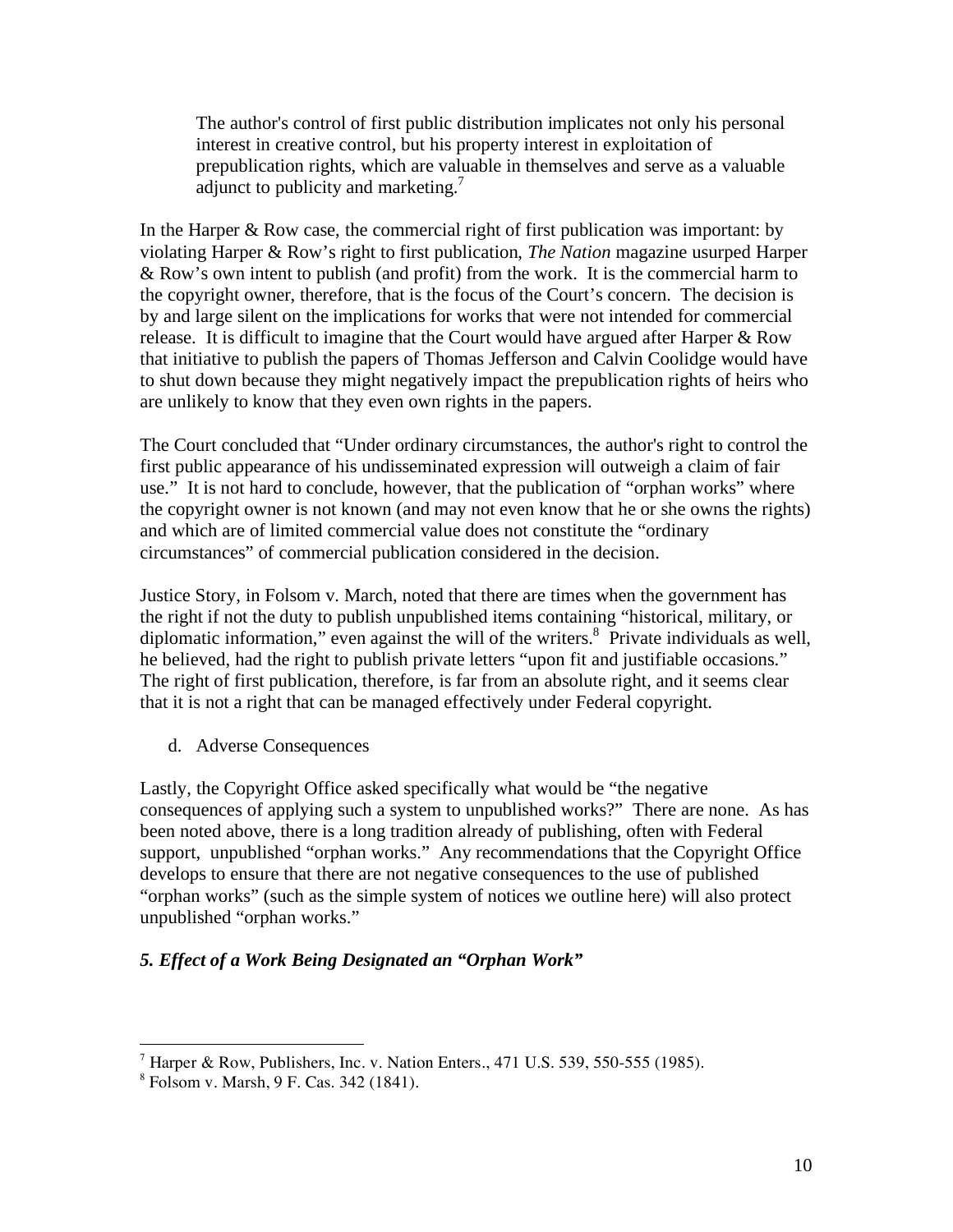> The author's control of first public distribution implicates not only his personal interest in creative control, but his property interest in exploitation of prepublication rights, which are valuable in themselves and serve as a valuable adjunct to publicity and marketing.[7]

In the Harper & Row case, the commercial right of first publication was important: by violating Harper & Row's right to first publication, *The Nation* magazine usurped Harper & Row's own intent to publish (and profit) from the work. It is the commercial harm to the copyright owner, therefore, that is the focus of the Court's concern. The decision is by and large silent on the implications for works that were not intended for commercial release. It is difficult to imagine that the Court would have argued after Harper & Row that initiative to publish the papers of Thomas Jefferson and Calvin Coolidge would have to shut down because they might negatively impact the prepublication rights of heirs who are unlikely to know that they even own rights in the papers.

The Court concluded that "Under ordinary circumstances, the author's right to control the first public appearance of his undisseminated expression will outweigh a claim of fair use." It is not hard to conclude, however, that the publication of "orphan works" where the copyright owner is not known (and may not even know that he or she owns the rights) and which are of limited commercial value does not constitute the "ordinary circumstances" of commercial publication considered in the decision.

Justice Story, in Folsom v. March, noted that there are times when the government has the right if not the duty to publish unpublished items containing "historical, military, or diplomatic information," even against the will of the writers.[8] Private individuals as well, he believed, had the right to publish private letters "upon fit and justifiable occasions." The right of first publication, therefore, is far from an absolute right, and it seems clear that it is not a right that can be managed effectively under Federal copyright.

d. Adverse Consequences

Lastly, the Copyright Office asked specifically what would be "the negative consequences of applying such a system to unpublished works?" There are none. As has been noted above, there is a long tradition already of publishing, often with Federal support, unpublished "orphan works." Any recommendations that the Copyright Office develops to ensure that there are not negative consequences to the use of published "orphan works" (such as the simple system of notices we outline here) will also protect unpublished "orphan works."

### *5. Effect of a Work Being Designated an "Orphan Work"*

---

[7] Harper & Row, Publishers, Inc. v. Nation Enters., 471 U.S. 539, 550-555 (1985).

[8] Folsom v. Marsh, 9 F. Cas. 342 (1841).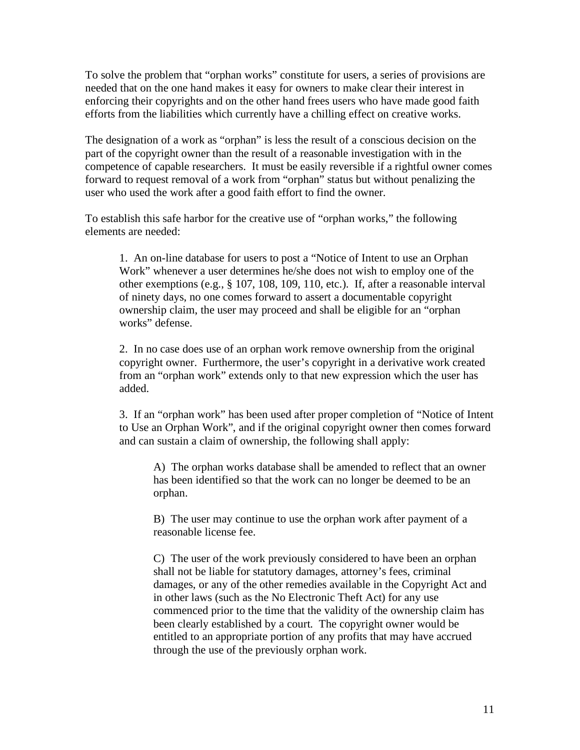To solve the problem that "orphan works" constitute for users, a series of provisions are needed that on the one hand makes it easy for owners to make clear their interest in enforcing their copyrights and on the other hand frees users who have made good faith efforts from the liabilities which currently have a chilling effect on creative works.

The designation of a work as "orphan" is less the result of a conscious decision on the part of the copyright owner than the result of a reasonable investigation with in the competence of capable researchers. It must be easily reversible if a rightful owner comes forward to request removal of a work from "orphan" status but without penalizing the user who used the work after a good faith effort to find the owner.

To establish this safe harbor for the creative use of "orphan works," the following elements are needed:

> 1. An on-line database for users to post a "Notice of Intent to use an Orphan Work" whenever a user determines he/she does not wish to employ one of the other exemptions (e.g., § 107, 108, 109, 110, etc.). If, after a reasonable interval of ninety days, no one comes forward to assert a documentable copyright ownership claim, the user may proceed and shall be eligible for an "orphan works" defense.
>
> 2. In no case does use of an orphan work remove ownership from the original copyright owner. Furthermore, the user's copyright in a derivative work created from an "orphan work" extends only to that new expression which the user has added.
>
> 3. If an "orphan work" has been used after proper completion of "Notice of Intent to Use an Orphan Work", and if the original copyright owner then comes forward and can sustain a claim of ownership, the following shall apply:
>
> > A) The orphan works database shall be amended to reflect that an owner has been identified so that the work can no longer be deemed to be an orphan.
> >
> > B) The user may continue to use the orphan work after payment of a reasonable license fee.
> >
> > C) The user of the work previously considered to have been an orphan shall not be liable for statutory damages, attorney's fees, criminal damages, or any of the other remedies available in the Copyright Act and in other laws (such as the No Electronic Theft Act) for any use commenced prior to the time that the validity of the ownership claim has been clearly established by a court. The copyright owner would be entitled to an appropriate portion of any profits that may have accrued through the use of the previously orphan work.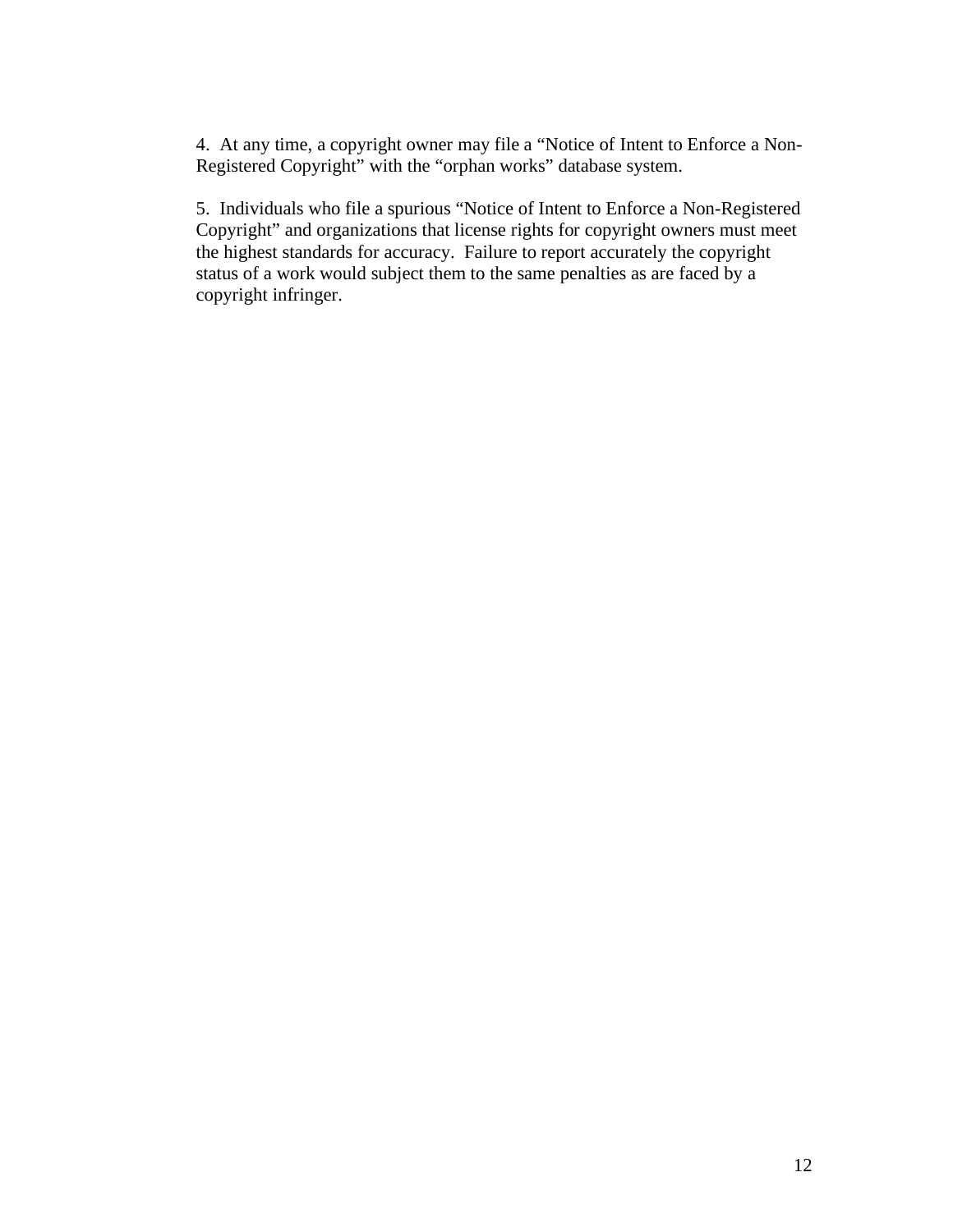4. At any time, a copyright owner may file a "Notice of Intent to Enforce a Non-Registered Copyright" with the "orphan works" database system.

5. Individuals who file a spurious "Notice of Intent to Enforce a Non-Registered Copyright" and organizations that license rights for copyright owners must meet the highest standards for accuracy. Failure to report accurately the copyright status of a work would subject them to the same penalties as are faced by a copyright infringer.